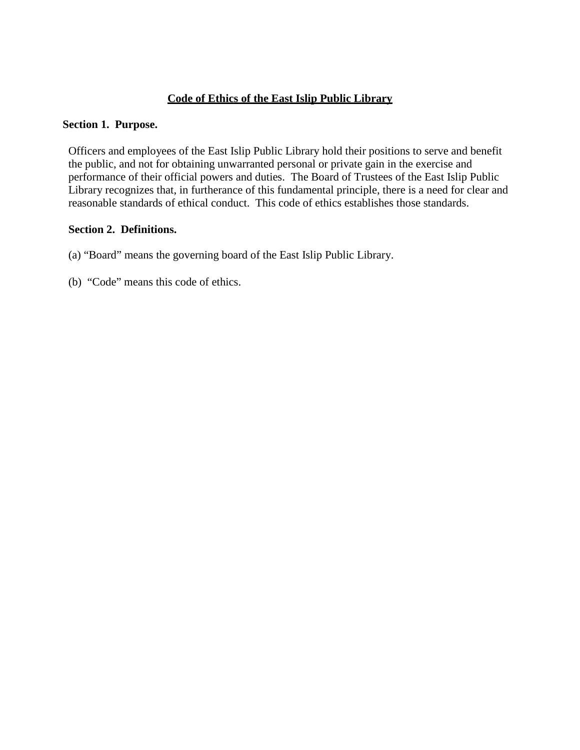# Code of Ethics of the East Islip Public Library

## Section 1. Purpose.

Officers and employees of the East Islip Public Library hold their positions to serve and benefit the public, and not for obtaining unwarranted personal or private gain in the exercise and performance of their official powers and duties. The Board of Trustees of the East Islip Public Library recognizes that, in furtherance of this fundamental principle, there is a need for clear and reasonable standards of ethical conduct. This code of ethics establishes those standards.

## Section 2. Definitions.

(a) "Board" means the governing board of the East Islip Public Library.

(b) "Code" means this code of ethics.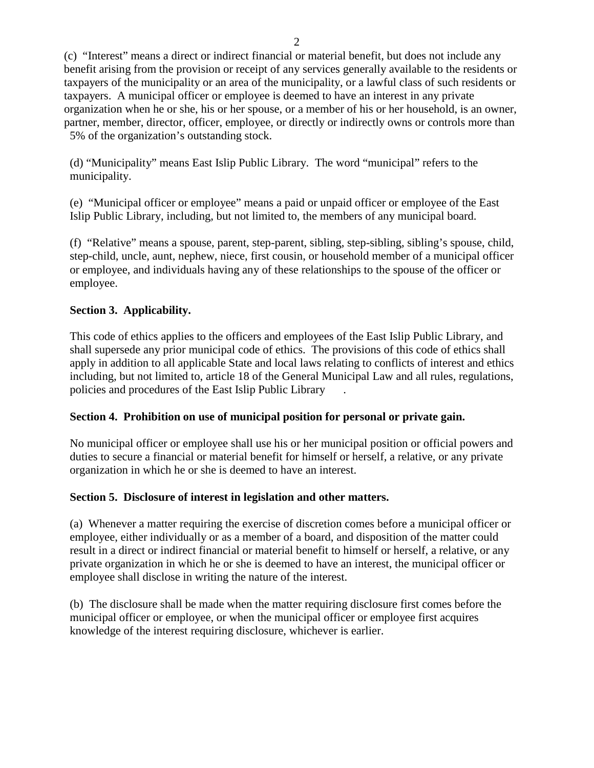(c) "Interest" means a direct or indirect financial or material benefit, but does not include any benefit arising from the provision or receipt of any services generally available to the residents or taxpayers of the municipality or an area of the municipality, or a lawful class of such residents or taxpayers. A municipal officer or employee is deemed to have an interest in any private organization when he or she, his or her spouse, or a member of his or her household, is an owner, partner, member, director, officer, employee, or directly or indirectly owns or controls more than 5% of the organization's outstanding stock.

(d) "Municipality" means East Islip Public Library. The word "municipal" refers to the municipality.

(e) "Municipal officer or employee" means a paid or unpaid officer or employee of the East Islip Public Library, including, but not limited to, the members of any municipal board.

(f) "Relative" means a spouse, parent, step-parent, sibling, step-sibling, sibling's spouse, child, step-child, uncle, aunt, nephew, niece, first cousin, or household member of a municipal officer or employee, and individuals having any of these relationships to the spouse of the officer or employee.

**Section 3. Applicability.**

This code of ethics applies to the officers and employees of the East Islip Public Library, and shall supersede any prior municipal code of ethics. The provisions of this code of ethics shall apply in addition to all applicable State and local laws relating to conflicts of interest and ethics including, but not limited to, article 18 of the General Municipal Law and all rules, regulations, policies and procedures of the East Islip Public Library .

**Section 4. Prohibition on use of municipal position for personal or private gain.**

No municipal officer or employee shall use his or her municipal position or official powers and duties to secure a financial or material benefit for himself or herself, a relative, or any private organization in which he or she is deemed to have an interest.

**Section 5. Disclosure of interest in legislation and other matters.**

(a) Whenever a matter requiring the exercise of discretion comes before a municipal officer or employee, either individually or as a member of a board, and disposition of the matter could result in a direct or indirect financial or material benefit to himself or herself, a relative, or any private organization in which he or she is deemed to have an interest, the municipal officer or employee shall disclose in writing the nature of the interest.

(b) The disclosure shall be made when the matter requiring disclosure first comes before the municipal officer or employee, or when the municipal officer or employee first acquires knowledge of the interest requiring disclosure, whichever is earlier.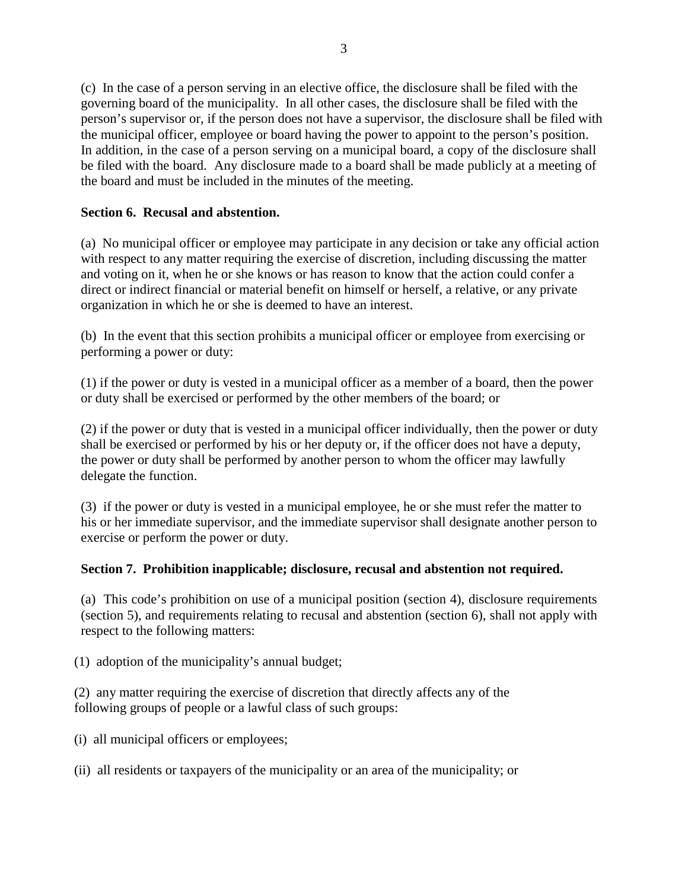(c) In the case of a person serving in an elective office, the disclosure shall be filed with the governing board of the municipality. In all other cases, the disclosure shall be filed with the person's supervisor or, if the person does not have a supervisor, the disclosure shall be filed with the municipal officer, employee or board having the power to appoint to the person's position. In addition, in the case of a person serving on a municipal board, a copy of the disclosure shall be filed with the board. Any disclosure made to a board shall be made publicly at a meeting of the board and must be included in the minutes of the meeting.

**Section 6. Recusal and abstention.**

(a) No municipal officer or employee may participate in any decision or take any official action with respect to any matter requiring the exercise of discretion, including discussing the matter and voting on it, when he or she knows or has reason to know that the action could confer a direct or indirect financial or material benefit on himself or herself, a relative, or any private organization in which he or she is deemed to have an interest.

(b) In the event that this section prohibits a municipal officer or employee from exercising or performing a power or duty:

(1) if the power or duty is vested in a municipal officer as a member of a board, then the power or duty shall be exercised or performed by the other members of the board; or

(2) if the power or duty that is vested in a municipal officer individually, then the power or duty shall be exercised or performed by his or her deputy or, if the officer does not have a deputy, the power or duty shall be performed by another person to whom the officer may lawfully delegate the function.

(3) if the power or duty is vested in a municipal employee, he or she must refer the matter to his or her immediate supervisor, and the immediate supervisor shall designate another person to exercise or perform the power or duty.

**Section 7. Prohibition inapplicable; disclosure, recusal and abstention not required.**

(a) This code's prohibition on use of a municipal position (section 4), disclosure requirements (section 5), and requirements relating to recusal and abstention (section 6), shall not apply with respect to the following matters:

(1) adoption of the municipality's annual budget;

(2) any matter requiring the exercise of discretion that directly affects any of the following groups of people or a lawful class of such groups:

(i) all municipal officers or employees;

(ii) all residents or taxpayers of the municipality or an area of the municipality; or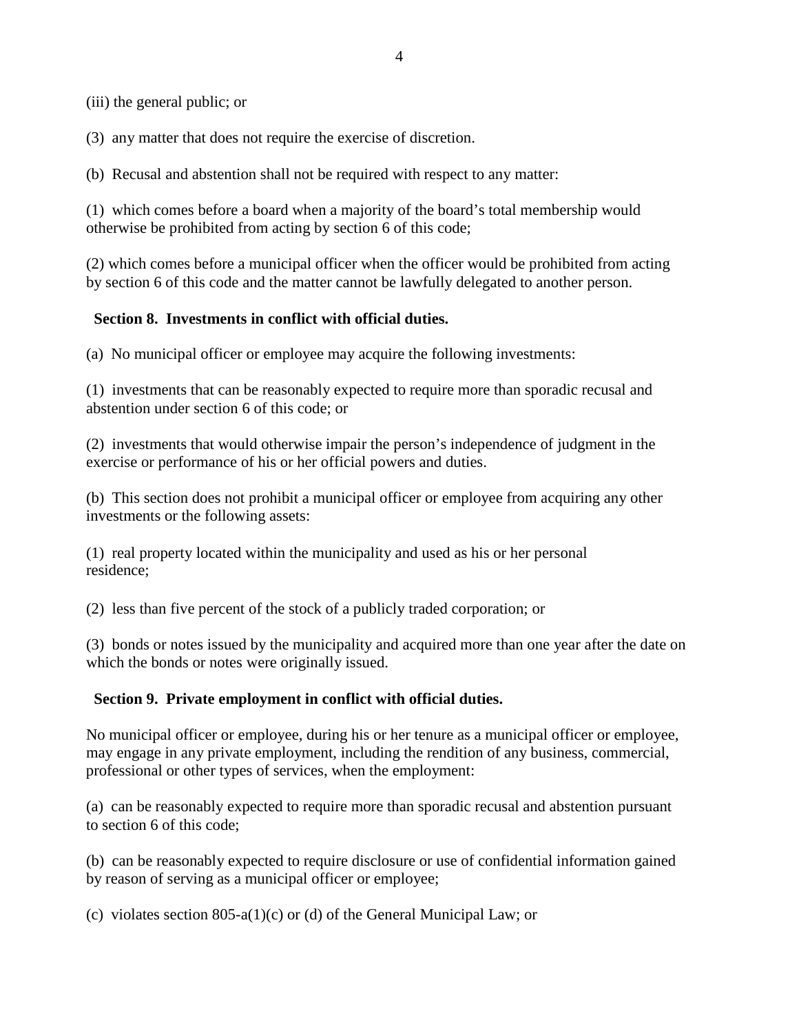(iii) the general public; or

(3) any matter that does not require the exercise of discretion.

(b) Recusal and abstention shall not be required with respect to any matter:

(1) which comes before a board when a majority of the board's total membership would otherwise be prohibited from acting by section 6 of this code;

(2) which comes before a municipal officer when the officer would be prohibited from acting by section 6 of this code and the matter cannot be lawfully delegated to another person.

**Section 8. Investments in conflict with official duties.**

(a) No municipal officer or employee may acquire the following investments:

(1) investments that can be reasonably expected to require more than sporadic recusal and abstention under section 6 of this code; or

(2) investments that would otherwise impair the person's independence of judgment in the exercise or performance of his or her official powers and duties.

(b) This section does not prohibit a municipal officer or employee from acquiring any other investments or the following assets:

(1) real property located within the municipality and used as his or her personal residence;

(2) less than five percent of the stock of a publicly traded corporation; or

(3) bonds or notes issued by the municipality and acquired more than one year after the date on which the bonds or notes were originally issued.

**Section 9. Private employment in conflict with official duties.**

No municipal officer or employee, during his or her tenure as a municipal officer or employee, may engage in any private employment, including the rendition of any business, commercial, professional or other types of services, when the employment:

(a) can be reasonably expected to require more than sporadic recusal and abstention pursuant to section 6 of this code;

(b) can be reasonably expected to require disclosure or use of confidential information gained by reason of serving as a municipal officer or employee;

(c) violates section 805-a(1)(c) or (d) of the General Municipal Law; or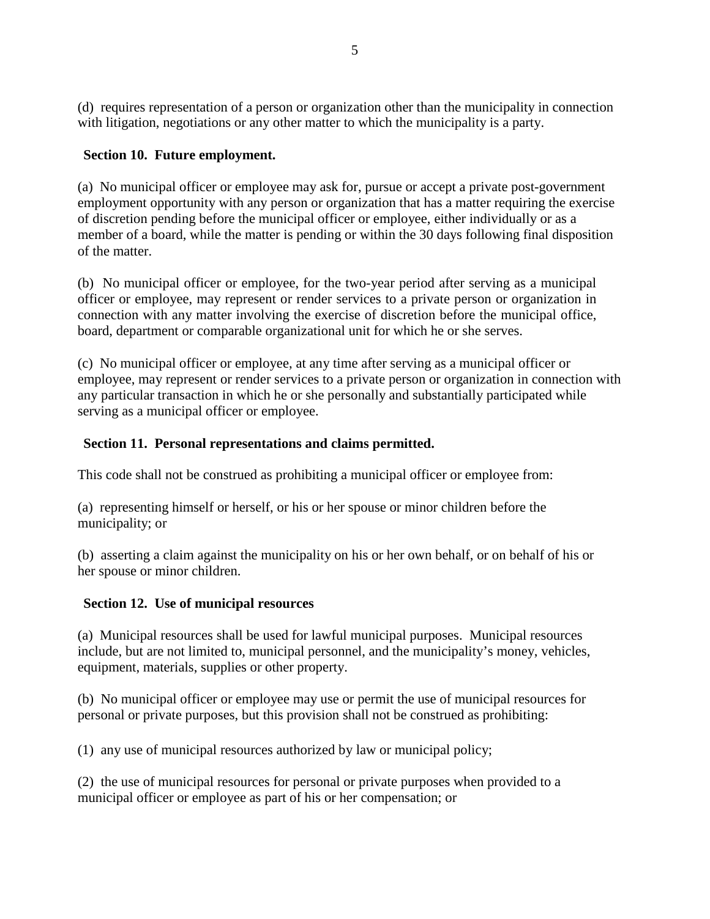(d) requires representation of a person or organization other than the municipality in connection with litigation, negotiations or any other matter to which the municipality is a party.

**Section 10. Future employment.**

(a) No municipal officer or employee may ask for, pursue or accept a private post-government employment opportunity with any person or organization that has a matter requiring the exercise of discretion pending before the municipal officer or employee, either individually or as a member of a board, while the matter is pending or within the 30 days following final disposition of the matter.

(b) No municipal officer or employee, for the two-year period after serving as a municipal officer or employee, may represent or render services to a private person or organization in connection with any matter involving the exercise of discretion before the municipal office, board, department or comparable organizational unit for which he or she serves.

(c) No municipal officer or employee, at any time after serving as a municipal officer or employee, may represent or render services to a private person or organization in connection with any particular transaction in which he or she personally and substantially participated while serving as a municipal officer or employee.

**Section 11. Personal representations and claims permitted.**

This code shall not be construed as prohibiting a municipal officer or employee from:

(a) representing himself or herself, or his or her spouse or minor children before the municipality; or

(b) asserting a claim against the municipality on his or her own behalf, or on behalf of his or her spouse or minor children.

**Section 12. Use of municipal resources**

(a) Municipal resources shall be used for lawful municipal purposes. Municipal resources include, but are not limited to, municipal personnel, and the municipality's money, vehicles, equipment, materials, supplies or other property.

(b) No municipal officer or employee may use or permit the use of municipal resources for personal or private purposes, but this provision shall not be construed as prohibiting:

(1) any use of municipal resources authorized by law or municipal policy;

(2) the use of municipal resources for personal or private purposes when provided to a municipal officer or employee as part of his or her compensation; or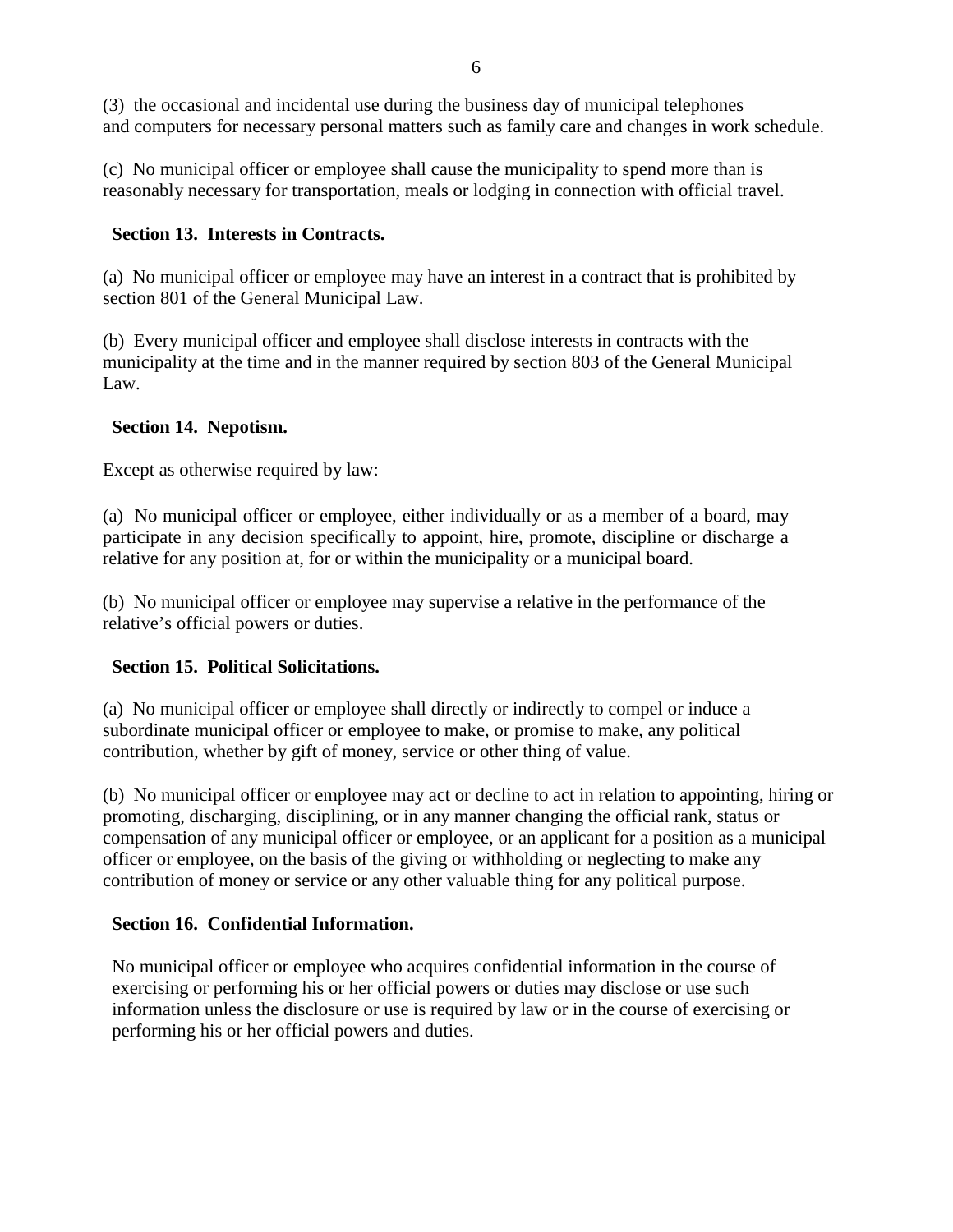(3) the occasional and incidental use during the business day of municipal telephones and computers for necessary personal matters such as family care and changes in work schedule.

(c) No municipal officer or employee shall cause the municipality to spend more than is reasonably necessary for transportation, meals or lodging in connection with official travel.

**Section 13. Interests in Contracts.**

(a) No municipal officer or employee may have an interest in a contract that is prohibited by section 801 of the General Municipal Law.

(b) Every municipal officer and employee shall disclose interests in contracts with the municipality at the time and in the manner required by section 803 of the General Municipal Law.

**Section 14. Nepotism.**

Except as otherwise required by law:

(a) No municipal officer or employee, either individually or as a member of a board, may participate in any decision specifically to appoint, hire, promote, discipline or discharge a relative for any position at, for or within the municipality or a municipal board.

(b) No municipal officer or employee may supervise a relative in the performance of the relative's official powers or duties.

**Section 15. Political Solicitations.**

(a) No municipal officer or employee shall directly or indirectly to compel or induce a subordinate municipal officer or employee to make, or promise to make, any political contribution, whether by gift of money, service or other thing of value.

(b) No municipal officer or employee may act or decline to act in relation to appointing, hiring or promoting, discharging, disciplining, or in any manner changing the official rank, status or compensation of any municipal officer or employee, or an applicant for a position as a municipal officer or employee, on the basis of the giving or withholding or neglecting to make any contribution of money or service or any other valuable thing for any political purpose.

**Section 16. Confidential Information.**

No municipal officer or employee who acquires confidential information in the course of exercising or performing his or her official powers or duties may disclose or use such information unless the disclosure or use is required by law or in the course of exercising or performing his or her official powers and duties.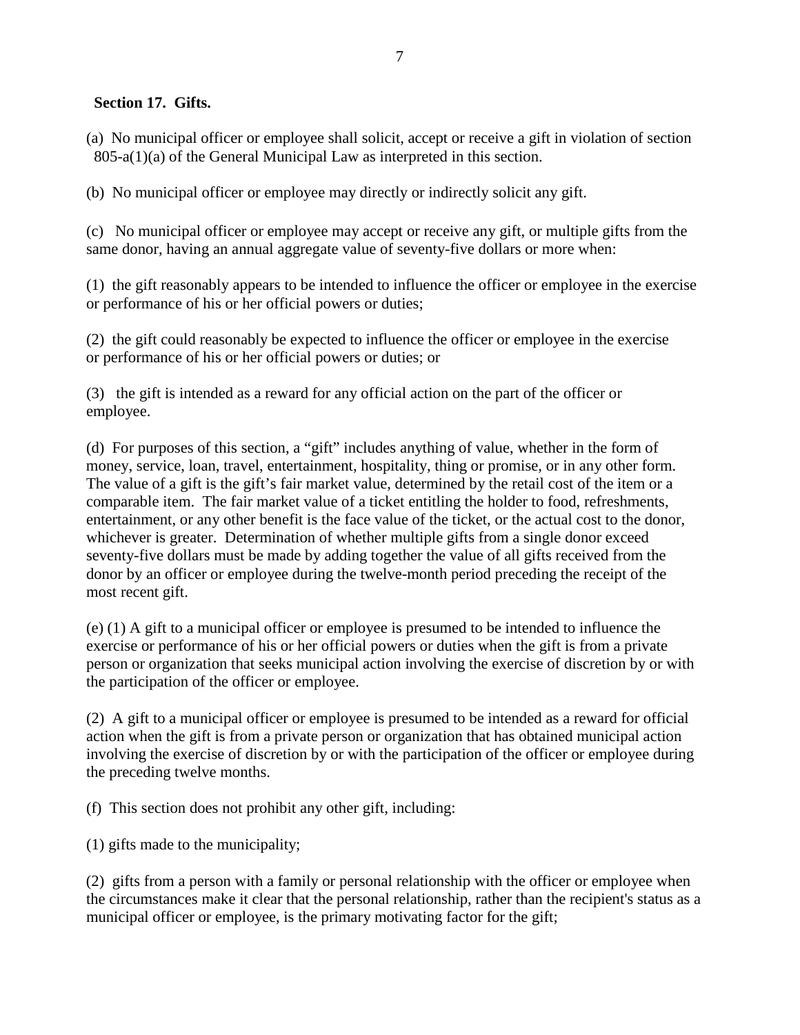**Section 17. Gifts.**

(a) No municipal officer or employee shall solicit, accept or receive a gift in violation of section 805-a(1)(a) of the General Municipal Law as interpreted in this section.

(b) No municipal officer or employee may directly or indirectly solicit any gift.

(c) No municipal officer or employee may accept or receive any gift, or multiple gifts from the same donor, having an annual aggregate value of seventy-five dollars or more when:

(1) the gift reasonably appears to be intended to influence the officer or employee in the exercise or performance of his or her official powers or duties;

(2) the gift could reasonably be expected to influence the officer or employee in the exercise or performance of his or her official powers or duties; or

(3) the gift is intended as a reward for any official action on the part of the officer or employee.

(d) For purposes of this section, a "gift" includes anything of value, whether in the form of money, service, loan, travel, entertainment, hospitality, thing or promise, or in any other form. The value of a gift is the gift's fair market value, determined by the retail cost of the item or a comparable item. The fair market value of a ticket entitling the holder to food, refreshments, entertainment, or any other benefit is the face value of the ticket, or the actual cost to the donor, whichever is greater. Determination of whether multiple gifts from a single donor exceed seventy-five dollars must be made by adding together the value of all gifts received from the donor by an officer or employee during the twelve-month period preceding the receipt of the most recent gift.

(e) (1) A gift to a municipal officer or employee is presumed to be intended to influence the exercise or performance of his or her official powers or duties when the gift is from a private person or organization that seeks municipal action involving the exercise of discretion by or with the participation of the officer or employee.

(2) A gift to a municipal officer or employee is presumed to be intended as a reward for official action when the gift is from a private person or organization that has obtained municipal action involving the exercise of discretion by or with the participation of the officer or employee during the preceding twelve months.

(f) This section does not prohibit any other gift, including:

(1) gifts made to the municipality;

(2) gifts from a person with a family or personal relationship with the officer or employee when the circumstances make it clear that the personal relationship, rather than the recipient's status as a municipal officer or employee, is the primary motivating factor for the gift;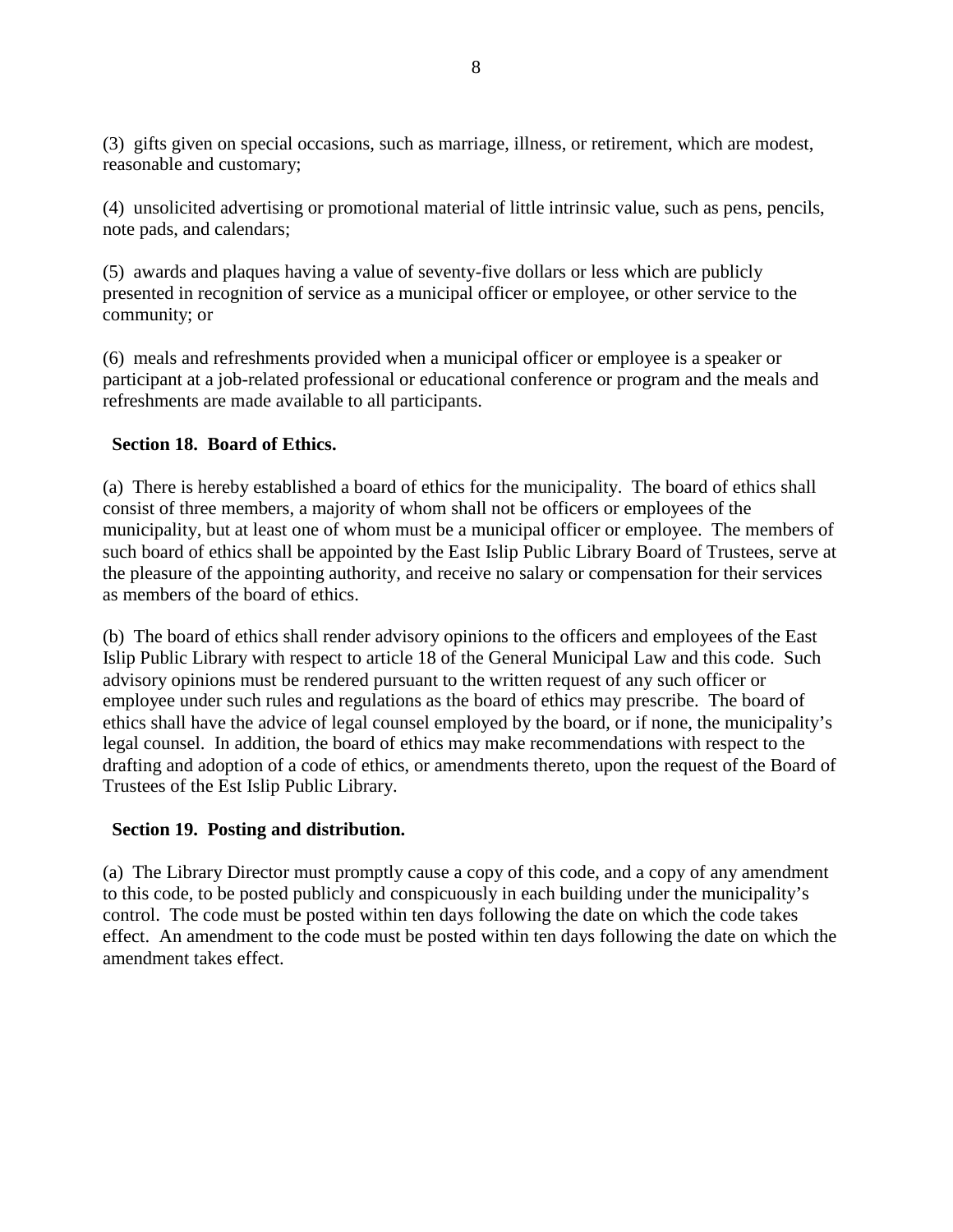(3) gifts given on special occasions, such as marriage, illness, or retirement, which are modest, reasonable and customary;

(4) unsolicited advertising or promotional material of little intrinsic value, such as pens, pencils, note pads, and calendars;

(5) awards and plaques having a value of seventy-five dollars or less which are publicly presented in recognition of service as a municipal officer or employee, or other service to the community; or

(6) meals and refreshments provided when a municipal officer or employee is a speaker or participant at a job-related professional or educational conference or program and the meals and refreshments are made available to all participants.

**Section 18. Board of Ethics.**

(a) There is hereby established a board of ethics for the municipality. The board of ethics shall consist of three members, a majority of whom shall not be officers or employees of the municipality, but at least one of whom must be a municipal officer or employee. The members of such board of ethics shall be appointed by the East Islip Public Library Board of Trustees, serve at the pleasure of the appointing authority, and receive no salary or compensation for their services as members of the board of ethics.

(b) The board of ethics shall render advisory opinions to the officers and employees of the East Islip Public Library with respect to article 18 of the General Municipal Law and this code. Such advisory opinions must be rendered pursuant to the written request of any such officer or employee under such rules and regulations as the board of ethics may prescribe. The board of ethics shall have the advice of legal counsel employed by the board, or if none, the municipality's legal counsel. In addition, the board of ethics may make recommendations with respect to the drafting and adoption of a code of ethics, or amendments thereto, upon the request of the Board of Trustees of the Est Islip Public Library.

**Section 19. Posting and distribution.**

(a) The Library Director must promptly cause a copy of this code, and a copy of any amendment to this code, to be posted publicly and conspicuously in each building under the municipality's control. The code must be posted within ten days following the date on which the code takes effect. An amendment to the code must be posted within ten days following the date on which the amendment takes effect.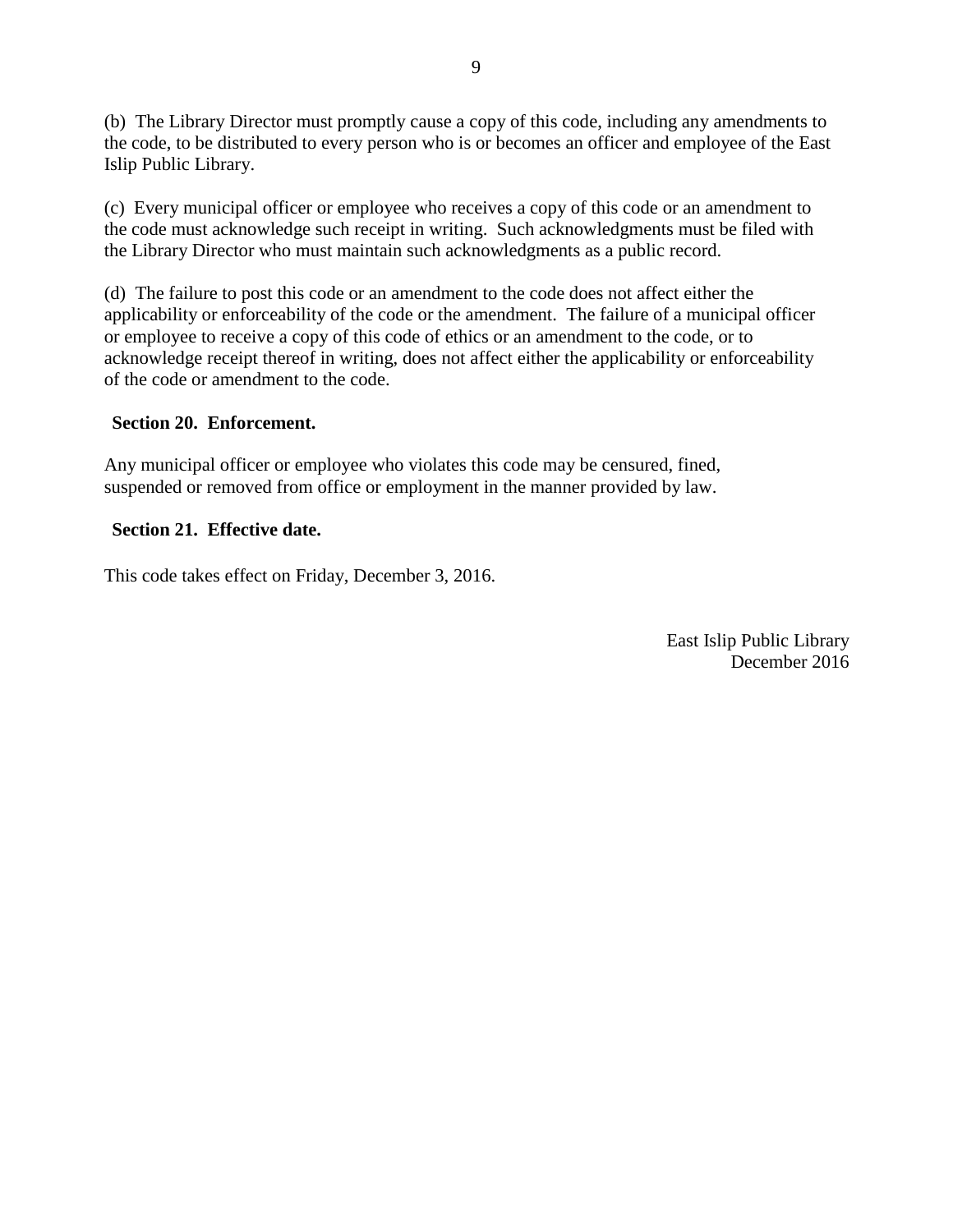(b) The Library Director must promptly cause a copy of this code, including any amendments to the code, to be distributed to every person who is or becomes an officer and employee of the East Islip Public Library.

(c) Every municipal officer or employee who receives a copy of this code or an amendment to the code must acknowledge such receipt in writing. Such acknowledgments must be filed with the Library Director who must maintain such acknowledgments as a public record.

(d) The failure to post this code or an amendment to the code does not affect either the applicability or enforceability of the code or the amendment. The failure of a municipal officer or employee to receive a copy of this code of ethics or an amendment to the code, or to acknowledge receipt thereof in writing, does not affect either the applicability or enforceability of the code or amendment to the code.

**Section 20. Enforcement.**

Any municipal officer or employee who violates this code may be censured, fined, suspended or removed from office or employment in the manner provided by law.

**Section 21. Effective date.**

This code takes effect on Friday, December 3, 2016.

East Islip Public Library
December 2016